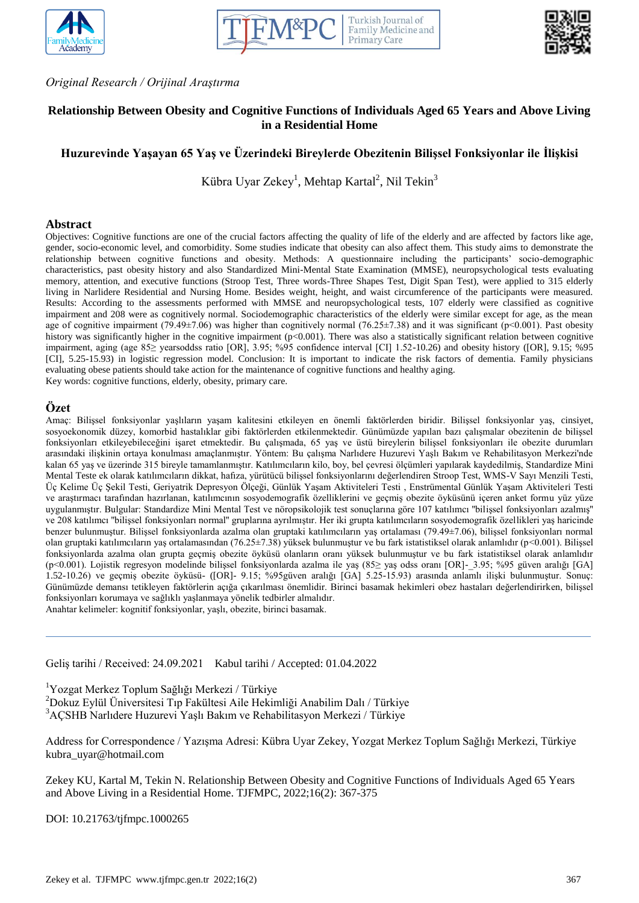*Original Research / Orijinal Araştırma*

# Relationship Between Obesity and Cognitive Functions of Individuals Aged 65 Years and Above Living in a Residential Home

# Huzurevinde Yaşayan 65 Yaş ve Üzerindeki Bireylerde Obezitenin Bilişsel Fonksiyonlar ile İlişkisi

Kübra Uyar Zekey[1], Mehtap Kartal[2], Nil Tekin[3]

## Abstract

Objectives: Cognitive functions are one of the crucial factors affecting the quality of life of the elderly and are affected by factors like age, gender, socio-economic level, and comorbidity. Some studies indicate that obesity can also affect them. This study aims to demonstrate the relationship between cognitive functions and obesity. Methods: A questionnaire including the participants' socio-demographic characteristics, past obesity history and also Standardized Mini-Mental State Examination (MMSE), neuropsychological tests evaluating memory, attention, and executive functions (Stroop Test, Three words-Three Shapes Test, Digit Span Test), were applied to 315 elderly living in Narlidere Residential and Nursing Home. Besides weight, height, and waist circumference of the participants were measured. Results: According to the assessments performed with MMSE and neuropsychological tests, 107 elderly were classified as cognitive impairment and 208 were as cognitively normal. Sociodemographic characteristics of the elderly were similar except for age, as the mean age of cognitive impairment (79.49±7.06) was higher than cognitively normal (76.25±7.38) and it was significant (p<0.001). Past obesity history was significantly higher in the cognitive impairment (p<0.001). There was also a statistically significant relation between cognitive impairment, aging (age 85≥ yearsoddss ratio [OR], 3.95; %95 confidence interval [CI] 1.52-10.26) and obesity history ([OR], 9.15; %95 [CI], 5.25-15.93) in logistic regression model. Conclusion: It is important to indicate the risk factors of dementia. Family physicians evaluating obese patients should take action for the maintenance of cognitive functions and healthy aging.

Key words: cognitive functions, elderly, obesity, primary care.

## Özet

Amaç: Bilişsel fonksiyonlar yaşlıların yaşam kalitesini etkileyen en önemli faktörlerden biridir. Bilişsel fonksiyonlar yaş, cinsiyet, sosyoekonomik düzey, komorbid hastalıklar gibi faktörlerden etkilenmektedir. Günümüzde yapılan bazı çalışmalar obezitenin de bilişsel fonksiyonları etkileyebileceğini işaret etmektedir. Bu çalışmada, 65 yaş ve üstü bireylerin bilişsel fonksiyonları ile obezite durumları arasındaki ilişkinin ortaya konulması amaçlanmıştır. Yöntem: Bu çalışma Narlıdere Huzurevi Yaşlı Bakım ve Rehabilitasyon Merkezi'nde kalan 65 yaş ve üzerinde 315 bireyle tamamlanmıştır. Katılımcıların kilo, boy, bel çevresi ölçümleri yapılarak kaydedilmiş, Standardize Mini Mental Teste ek olarak katılımcıların dikkat, hafıza, yürütücü bilişsel fonksiyonlarını değerlendiren Stroop Test, WMS-V Sayı Menzili Testi, Üç Kelime Üç Şekil Testi, Geriyatrik Depresyon Ölçeği, Günlük Yaşam Aktiviteleri Testi , Enstrümental Günlük Yaşam Aktiviteleri Testi ve araştırmacı tarafından hazırlanan, katılımcının sosyodemografik özelliklerini ve geçmiş obezite öyküsünü içeren anket formu yüz yüze uygulanmıştır. Bulgular: Standardize Mini Mental Test ve nöropsikolojik test sonuçlarına göre 107 katılımcı "bilişsel fonksiyonları azalmış" ve 208 katılımcı "bilişsel fonksiyonları normal" gruplarına ayrılmıştır. Her iki grupta katılımcıların sosyodemografik özellikleri yaş haricinde benzer bulunmuştur. Bilişsel fonksiyonlarda azalma olan gruptaki katılımcıların yaş ortalaması (79.49±7.06), bilişsel fonksiyonları normal olan gruptaki katılımcıların yaş ortalamasından (76.25±7.38) yüksek bulunmuştur ve bu fark istatistiksel olarak anlamlıdır (p<0.001). Bilişsel fonksiyonlarda azalma olan grupta geçmiş obezite öyküsü olanların oranı yüksek bulunmuştur ve bu fark istatistiksel olarak anlamlıdır (p<0.001). Lojistik regresyon modelinde bilişsel fonksiyonlarda azalma ile yaş (85≥ yaş odss oranı [OR]-_3.95; %95 güven aralığı [GA] 1.52-10.26) ve geçmiş obezite öyküsü- ([OR]- 9.15; %95güven aralığı [GA] 5.25-15.93) arasında anlamlı ilişki bulunmuştur. Sonuç: Günümüzde demansı tetikleyen faktörlerin açığa çıkarılması önemlidir. Birinci basamak hekimleri obez hastaları değerlendirirken, bilişsel fonksiyonları korumaya ve sağlıklı yaşlanmaya yönelik tedbirler almalıdır.

Anahtar kelimeler: kognitif fonksiyonlar, yaşlı, obezite, birinci basamak.

---

Geliş tarihi / Received: 24.09.2021 Kabul tarihi / Accepted: 01.04.2022

[1]Yozgat Merkez Toplum Sağlığı Merkezi / Türkiye
[2]Dokuz Eylül Üniversitesi Tıp Fakültesi Aile Hekimliği Anabilim Dalı / Türkiye
[3]AÇSHB Narlıdere Huzurevi Yaşlı Bakım ve Rehabilitasyon Merkezi / Türkiye

Address for Correspondence / Yazışma Adresi: Kübra Uyar Zekey, Yozgat Merkez Toplum Sağlığı Merkezi, Türkiye kubra_uyar@hotmail.com

Zekey KU, Kartal M, Tekin N. Relationship Between Obesity and Cognitive Functions of Individuals Aged 65 Years and Above Living in a Residential Home. TJFMPC, 2022;16(2): 367-375

DOI: 10.21763/tjfmpc.1000265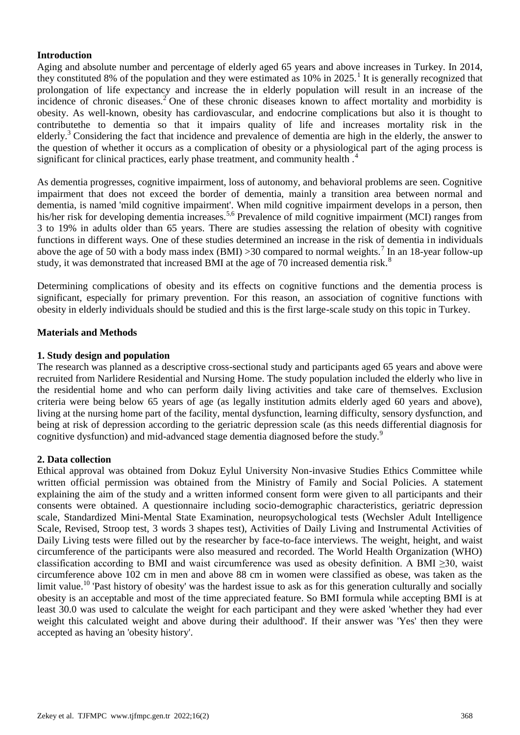## Introduction

Aging and absolute number and percentage of elderly aged 65 years and above increases in Turkey. In 2014, they constituted 8% of the population and they were estimated as 10% in 2025.[1] It is generally recognized that prolongation of life expectancy and increase the in elderly population will result in an increase of the incidence of chronic diseases.[2] One of these chronic diseases known to affect mortality and morbidity is obesity. As well-known, obesity has cardiovascular, and endocrine complications but also it is thought to contributethe to dementia so that it impairs quality of life and increases mortality risk in the elderly.[3] Considering the fact that incidence and prevalence of dementia are high in the elderly, the answer to the question of whether it occurs as a complication of obesity or a physiological part of the aging process is significant for clinical practices, early phase treatment, and community health .[4]

As dementia progresses, cognitive impairment, loss of autonomy, and behavioral problems are seen. Cognitive impairment that does not exceed the border of dementia, mainly a transition area between normal and dementia, is named 'mild cognitive impairment'. When mild cognitive impairment develops in a person, then his/her risk for developing dementia increases.[5,6] Prevalence of mild cognitive impairment (MCI) ranges from 3 to 19% in adults older than 65 years. There are studies assessing the relation of obesity with cognitive functions in different ways. One of these studies determined an increase in the risk of dementia in individuals above the age of 50 with a body mass index (BMI) >30 compared to normal weights.[7] In an 18-year follow-up study, it was demonstrated that increased BMI at the age of 70 increased dementia risk.[8]

Determining complications of obesity and its effects on cognitive functions and the dementia process is significant, especially for primary prevention. For this reason, an association of cognitive functions with obesity in elderly individuals should be studied and this is the first large-scale study on this topic in Turkey.

## Materials and Methods

### 1. Study design and population

The research was planned as a descriptive cross-sectional study and participants aged 65 years and above were recruited from Narlidere Residential and Nursing Home. The study population included the elderly who live in the residential home and who can perform daily living activities and take care of themselves. Exclusion criteria were being below 65 years of age (as legally institution admits elderly aged 60 years and above), living at the nursing home part of the facility, mental dysfunction, learning difficulty, sensory dysfunction, and being at risk of depression according to the geriatric depression scale (as this needs differential diagnosis for cognitive dysfunction) and mid-advanced stage dementia diagnosed before the study.[9]

### 2. Data collection

Ethical approval was obtained from Dokuz Eylul University Non-invasive Studies Ethics Committee while written official permission was obtained from the Ministry of Family and Social Policies. A statement explaining the aim of the study and a written informed consent form were given to all participants and their consents were obtained. A questionnaire including socio-demographic characteristics, geriatric depression scale, Standardized Mini-Mental State Examination, neuropsychological tests (Wechsler Adult Intelligence Scale, Revised, Stroop test, 3 words 3 shapes test), Activities of Daily Living and Instrumental Activities of Daily Living tests were filled out by the researcher by face-to-face interviews. The weight, height, and waist circumference of the participants were also measured and recorded. The World Health Organization (WHO) classification according to BMI and waist circumference was used as obesity definition. A BMI $\geq$30, waist circumference above 102 cm in men and above 88 cm in women were classified as obese, was taken as the limit value.[10] 'Past history of obesity' was the hardest issue to ask as for this generation culturally and socially obesity is an acceptable and most of the time appreciated feature. So BMI formula while accepting BMI is at least 30.0 was used to calculate the weight for each participant and they were asked 'whether they had ever weight this calculated weight and above during their adulthood'. If their answer was 'Yes' then they were accepted as having an 'obesity history'.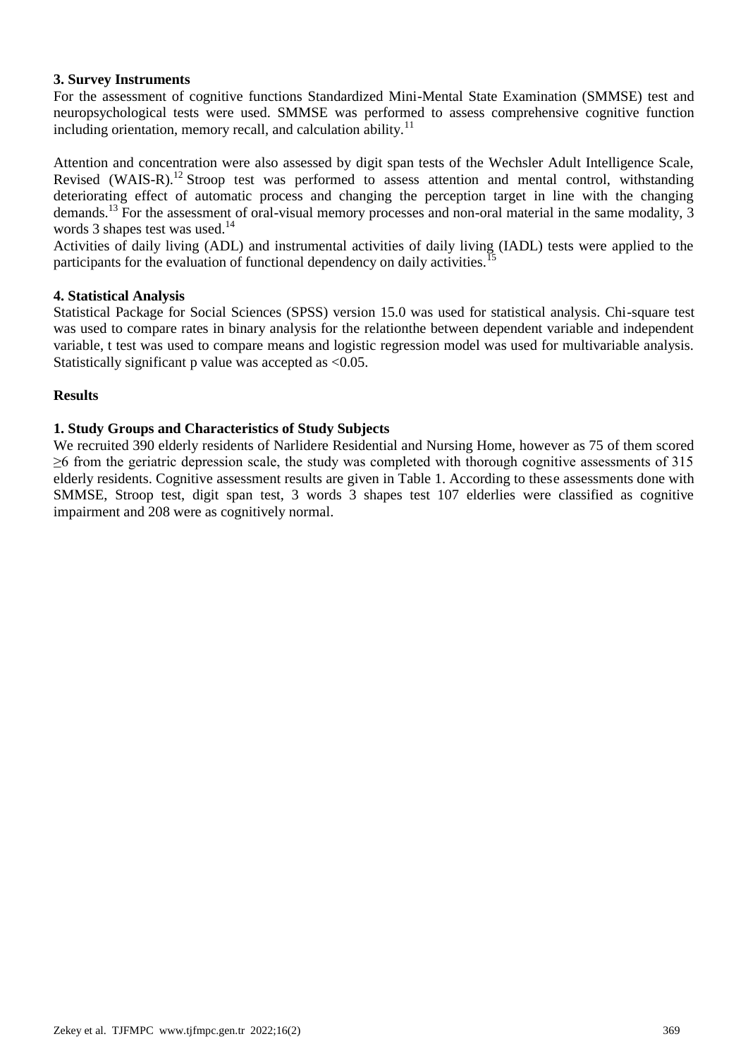**3. Survey Instruments**

For the assessment of cognitive functions Standardized Mini-Mental State Examination (SMMSE) test and neuropsychological tests were used. SMMSE was performed to assess comprehensive cognitive function including orientation, memory recall, and calculation ability.[11]

Attention and concentration were also assessed by digit span tests of the Wechsler Adult Intelligence Scale, Revised (WAIS-R).[12] Stroop test was performed to assess attention and mental control, withstanding deteriorating effect of automatic process and changing the perception target in line with the changing demands.[13] For the assessment of oral-visual memory processes and non-oral material in the same modality, 3 words 3 shapes test was used.[14]

Activities of daily living (ADL) and instrumental activities of daily living (IADL) tests were applied to the participants for the evaluation of functional dependency on daily activities.[15]

**4. Statistical Analysis**

Statistical Package for Social Sciences (SPSS) version 15.0 was used for statistical analysis. Chi-square test was used to compare rates in binary analysis for the relationthe between dependent variable and independent variable, t test was used to compare means and logistic regression model was used for multivariable analysis. Statistically significant p value was accepted as <0.05.

**Results**

**1. Study Groups and Characteristics of Study Subjects**

We recruited 390 elderly residents of Narlidere Residential and Nursing Home, however as 75 of them scored ≥6 from the geriatric depression scale, the study was completed with thorough cognitive assessments of 315 elderly residents. Cognitive assessment results are given in Table 1. According to these assessments done with SMMSE, Stroop test, digit span test, 3 words 3 shapes test 107 elderlies were classified as cognitive impairment and 208 were as cognitively normal.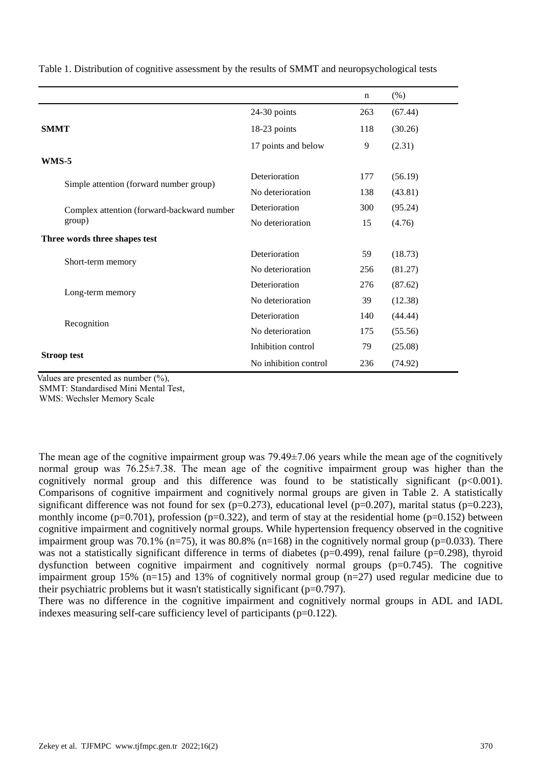Table 1. Distribution of cognitive assessment by the results of SMMT and neuropsychological tests

| | | n | (%) |
|---|---|---|---|
| **SMMT** | 24-30 points | 263 | (67.44) |
| | 18-23 points | 118 | (30.26) |
| | 17 points and below | 9 | (2.31) |
| **WMS-5** | | | |
| Simple attention (forward number group) | Deterioration | 177 | (56.19) |
| | No deterioration | 138 | (43.81) |
| Complex attention (forward-backward number group) | Deterioration | 300 | (95.24) |
| | No deterioration | 15 | (4.76) |
| **Three words three shapes test** | | | |
| Short-term memory | Deterioration | 59 | (18.73) |
| | No deterioration | 256 | (81.27) |
| Long-term memory | Deterioration | 276 | (87.62) |
| | No deterioration | 39 | (12.38) |
| Recognition | Deterioration | 140 | (44.44) |
| | No deterioration | 175 | (55.56) |
| **Stroop test** | Inhibition control | 79 | (25.08) |
| | No inhibition control | 236 | (74.92) |

Values are presented as number (%),
SMMT: Standardised Mini Mental Test,
WMS: Wechsler Memory Scale

The mean age of the cognitive impairment group was 79.49±7.06 years while the mean age of the cognitively normal group was 76.25±7.38. The mean age of the cognitive impairment group was higher than the cognitively normal group and this difference was found to be statistically significant ($p<0.001$). Comparisons of cognitive impairment and cognitively normal groups are given in Table 2. A statistically significant difference was not found for sex ($p=0.273$), educational level ($p=0.207$), marital status ($p=0.223$), monthly income ($p=0.701$), profession ($p=0.322$), and term of stay at the residential home ($p=0.152$) between cognitive impairment and cognitively normal groups. While hypertension frequency observed in the cognitive impairment group was 70.1% (n=75), it was 80.8% (n=168) in the cognitively normal group ($p=0.033$). There was not a statistically significant difference in terms of diabetes ($p=0.499$), renal failure ($p=0.298$), thyroid dysfunction between cognitive impairment and cognitively normal groups ($p=0.745$). The cognitive impairment group 15% (n=15) and 13% of cognitively normal group (n=27) used regular medicine due to their psychiatric problems but it wasn't statistically significant ($p=0.797$).

There was no difference in the cognitive impairment and cognitively normal groups in ADL and IADL indexes measuring self-care sufficiency level of participants ($p=0.122$).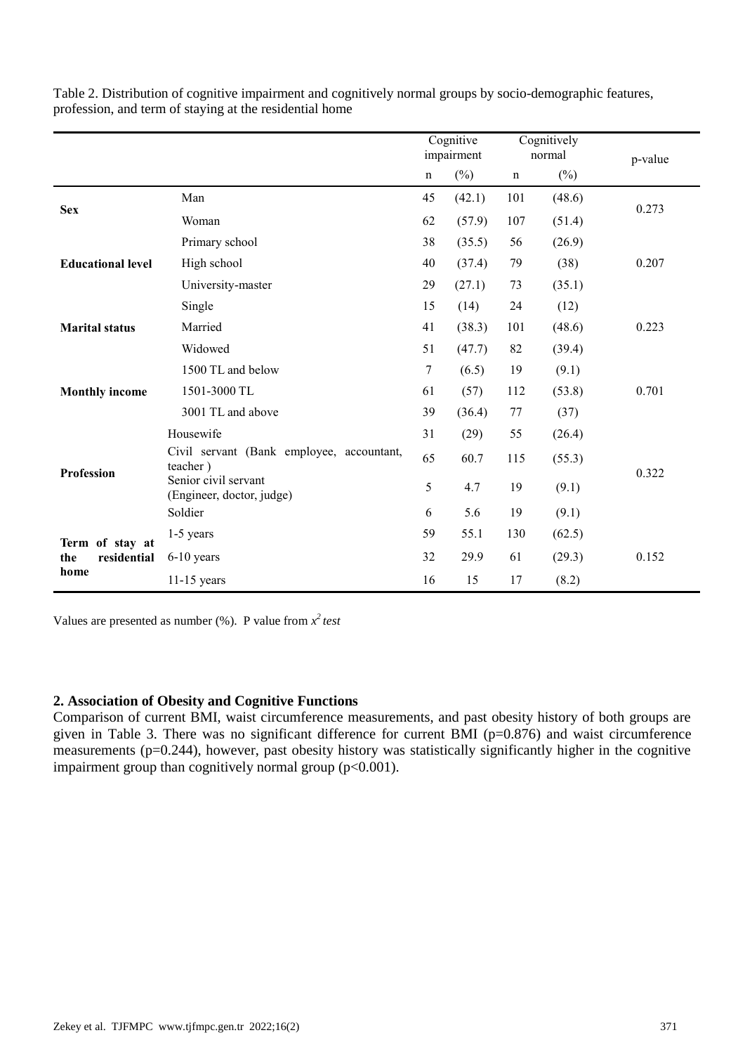Table 2. Distribution of cognitive impairment and cognitively normal groups by socio-demographic features, profession, and term of staying at the residential home

| | | Cognitive impairment | | Cognitively normal | | p-value |
|---|---|---|---|---|---|---|
| | | n | (%) | n | (%) | |
| **Sex** | Man | 45 | (42.1) | 101 | (48.6) | 0.273 |
| | Woman | 62 | (57.9) | 107 | (51.4) | |
| **Educational level** | Primary school | 38 | (35.5) | 56 | (26.9) | 0.207 |
| | High school | 40 | (37.4) | 79 | (38) | |
| | University-master | 29 | (27.1) | 73 | (35.1) | |
| **Marital status** | Single | 15 | (14) | 24 | (12) | 0.223 |
| | Married | 41 | (38.3) | 101 | (48.6) | |
| | Widowed | 51 | (47.7) | 82 | (39.4) | |
| **Monthly income** | 1500 TL and below | 7 | (6.5) | 19 | (9.1) | 0.701 |
| | 1501-3000 TL | 61 | (57) | 112 | (53.8) | |
| | 3001 TL and above | 39 | (36.4) | 77 | (37) | |
| **Profession** | Housewife | 31 | (29) | 55 | (26.4) | 0.322 |
| | Civil servant (Bank employee, accountant, teacher ) | 65 | 60.7 | 115 | (55.3) | |
| | Senior civil servant (Engineer, doctor, judge) | 5 | 4.7 | 19 | (9.1) | |
| | Soldier | 6 | 5.6 | 19 | (9.1) | |
| **Term of stay at the residential home** | 1-5 years | 59 | 55.1 | 130 | (62.5) | 0.152 |
| | 6-10 years | 32 | 29.9 | 61 | (29.3) | |
| | 11-15 years | 16 | 15 | 17 | (8.2) | |

Values are presented as number (%). P value from $x^2$ *test*

**2. Association of Obesity and Cognitive Functions**

Comparison of current BMI, waist circumference measurements, and past obesity history of both groups are given in Table 3. There was no significant difference for current BMI (p=0.876) and waist circumference measurements (p=0.244), however, past obesity history was statistically significantly higher in the cognitive impairment group than cognitively normal group (p<0.001).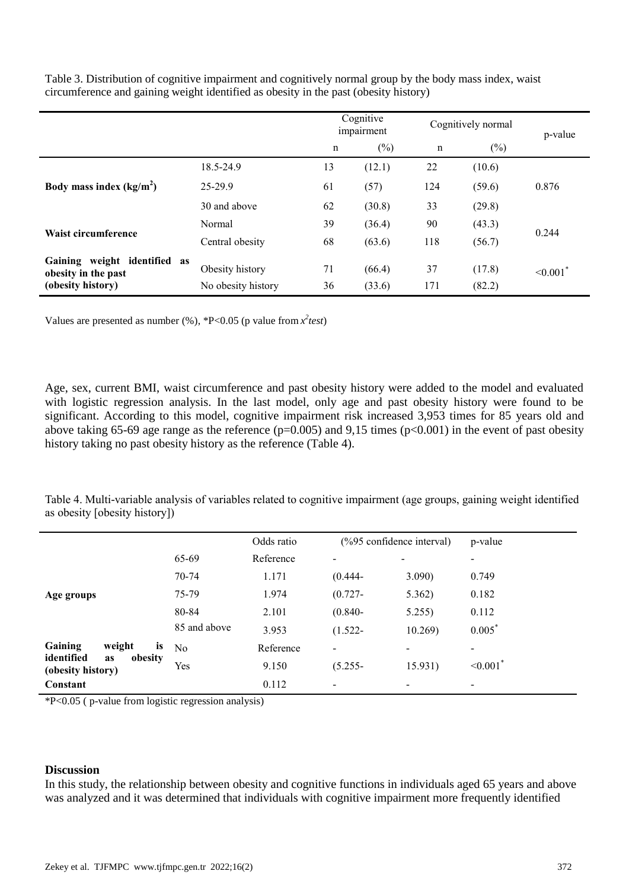Table 3. Distribution of cognitive impairment and cognitively normal group by the body mass index, waist circumference and gaining weight identified as obesity in the past (obesity history)

| | | Cognitive impairment | | Cognitively normal | | p-value |
|---|---|---|---|---|---|---|
| | | n | (%) | n | (%) | |
| **Body mass index (kg/m$^2$)** | 18.5-24.9 | 13 | (12.1) | 22 | (10.6) | 0.876 |
| | 25-29.9 | 61 | (57) | 124 | (59.6) | |
| | 30 and above | 62 | (30.8) | 33 | (29.8) | |
| **Waist circumference** | Normal | 39 | (36.4) | 90 | (43.3) | 0.244 |
| | Central obesity | 68 | (63.6) | 118 | (56.7) | |
| **Gaining weight identified as obesity in the past (obesity history)** | Obesity history | 71 | (66.4) | 37 | (17.8) | <0.001* |
| | No obesity history | 36 | (33.6) | 171 | (82.2) | |

Values are presented as number (%), *P<0.05 (p value from $x^2$ *test*)

Age, sex, current BMI, waist circumference and past obesity history were added to the model and evaluated with logistic regression analysis. In the last model, only age and past obesity history were found to be significant. According to this model, cognitive impairment risk increased 3,953 times for 85 years old and above taking 65-69 age range as the reference (p=0.005) and 9,15 times (p<0.001) in the event of past obesity history taking no past obesity history as the reference (Table 4).

Table 4. Multi-variable analysis of variables related to cognitive impairment (age groups, gaining weight identified as obesity [obesity history])

| | | Odds ratio | (%95 confidence interval) | | p-value |
|---|---|---|---|---|---|
| **Age groups** | 65-69 | Reference | - | - | - |
| | 70-74 | 1.171 | (0.444- | 3.090) | 0.749 |
| | 75-79 | 1.974 | (0.727- | 5.362) | 0.182 |
| | 80-84 | 2.101 | (0.840- | 5.255) | 0.112 |
| | 85 and above | 3.953 | (1.522- | 10.269) | 0.005* |
| **Gaining weight is identified as obesity (obesity history)** | No | Reference | - | - | - |
| | Yes | 9.150 | (5.255- | 15.931) | <0.001* |
| **Constant** | | 0.112 | - | - | - |

*P<0.05 ( p-value from logistic regression analysis)

## Discussion

In this study, the relationship between obesity and cognitive functions in individuals aged 65 years and above was analyzed and it was determined that individuals with cognitive impairment more frequently identified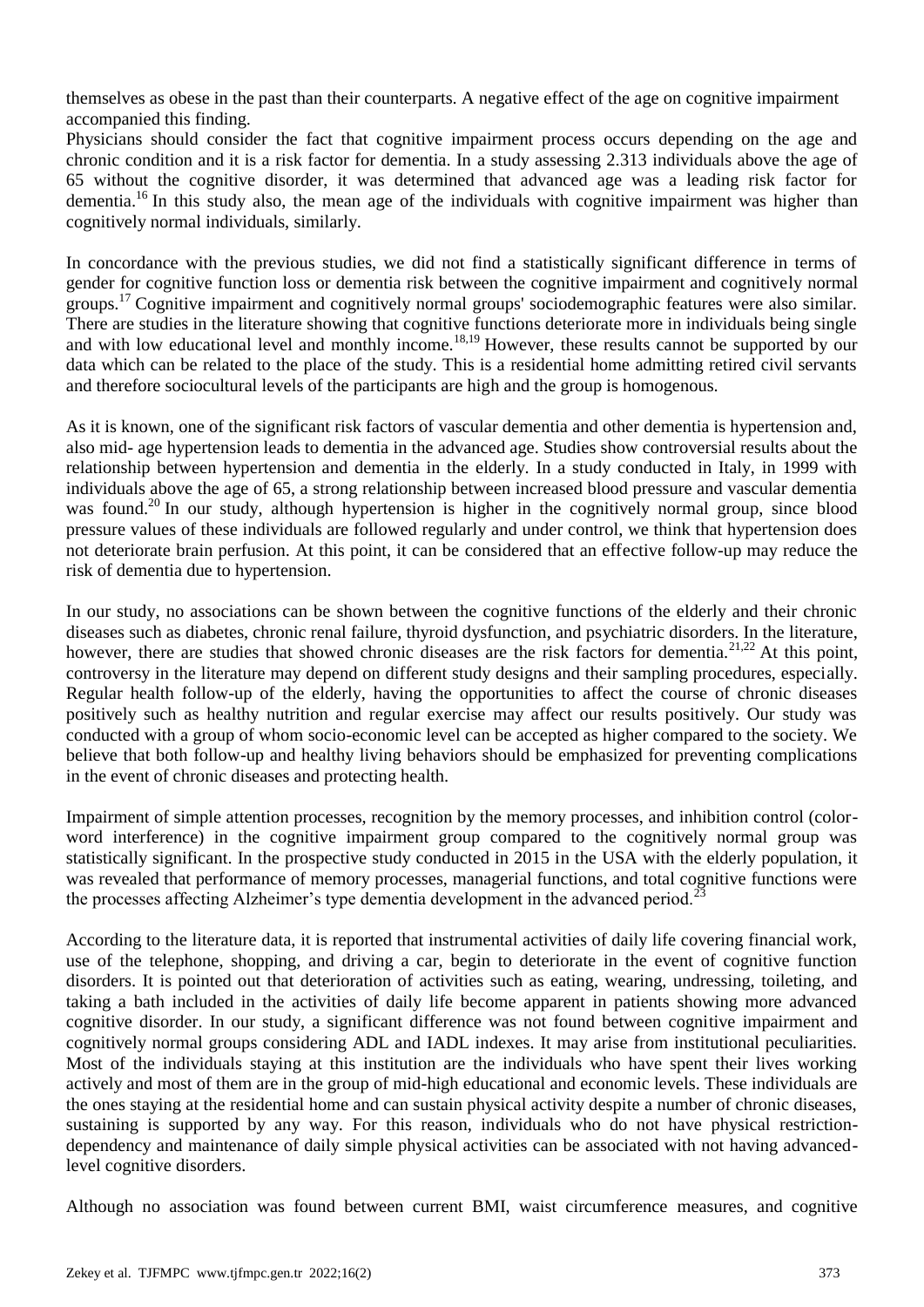themselves as obese in the past than their counterparts. A negative effect of the age on cognitive impairment accompanied this finding.

Physicians should consider the fact that cognitive impairment process occurs depending on the age and chronic condition and it is a risk factor for dementia. In a study assessing 2.313 individuals above the age of 65 without the cognitive disorder, it was determined that advanced age was a leading risk factor for dementia.[16] In this study also, the mean age of the individuals with cognitive impairment was higher than cognitively normal individuals, similarly.

In concordance with the previous studies, we did not find a statistically significant difference in terms of gender for cognitive function loss or dementia risk between the cognitive impairment and cognitively normal groups.[17] Cognitive impairment and cognitively normal groups' sociodemographic features were also similar. There are studies in the literature showing that cognitive functions deteriorate more in individuals being single and with low educational level and monthly income.[18,19] However, these results cannot be supported by our data which can be related to the place of the study. This is a residential home admitting retired civil servants and therefore sociocultural levels of the participants are high and the group is homogenous.

As it is known, one of the significant risk factors of vascular dementia and other dementia is hypertension and, also mid- age hypertension leads to dementia in the advanced age. Studies show controversial results about the relationship between hypertension and dementia in the elderly. In a study conducted in Italy, in 1999 with individuals above the age of 65, a strong relationship between increased blood pressure and vascular dementia was found.[20] In our study, although hypertension is higher in the cognitively normal group, since blood pressure values of these individuals are followed regularly and under control, we think that hypertension does not deteriorate brain perfusion. At this point, it can be considered that an effective follow-up may reduce the risk of dementia due to hypertension.

In our study, no associations can be shown between the cognitive functions of the elderly and their chronic diseases such as diabetes, chronic renal failure, thyroid dysfunction, and psychiatric disorders. In the literature, however, there are studies that showed chronic diseases are the risk factors for dementia.[21,22] At this point, controversy in the literature may depend on different study designs and their sampling procedures, especially. Regular health follow-up of the elderly, having the opportunities to affect the course of chronic diseases positively such as healthy nutrition and regular exercise may affect our results positively. Our study was conducted with a group of whom socio-economic level can be accepted as higher compared to the society. We believe that both follow-up and healthy living behaviors should be emphasized for preventing complications in the event of chronic diseases and protecting health.

Impairment of simple attention processes, recognition by the memory processes, and inhibition control (color-word interference) in the cognitive impairment group compared to the cognitively normal group was statistically significant. In the prospective study conducted in 2015 in the USA with the elderly population, it was revealed that performance of memory processes, managerial functions, and total cognitive functions were the processes affecting Alzheimer's type dementia development in the advanced period.[23]

According to the literature data, it is reported that instrumental activities of daily life covering financial work, use of the telephone, shopping, and driving a car, begin to deteriorate in the event of cognitive function disorders. It is pointed out that deterioration of activities such as eating, wearing, undressing, toileting, and taking a bath included in the activities of daily life become apparent in patients showing more advanced cognitive disorder. In our study, a significant difference was not found between cognitive impairment and cognitively normal groups considering ADL and IADL indexes. It may arise from institutional peculiarities. Most of the individuals staying at this institution are the individuals who have spent their lives working actively and most of them are in the group of mid-high educational and economic levels. These individuals are the ones staying at the residential home and can sustain physical activity despite a number of chronic diseases, sustaining is supported by any way. For this reason, individuals who do not have physical restriction-dependency and maintenance of daily simple physical activities can be associated with not having advanced-level cognitive disorders.

Although no association was found between current BMI, waist circumference measures, and cognitive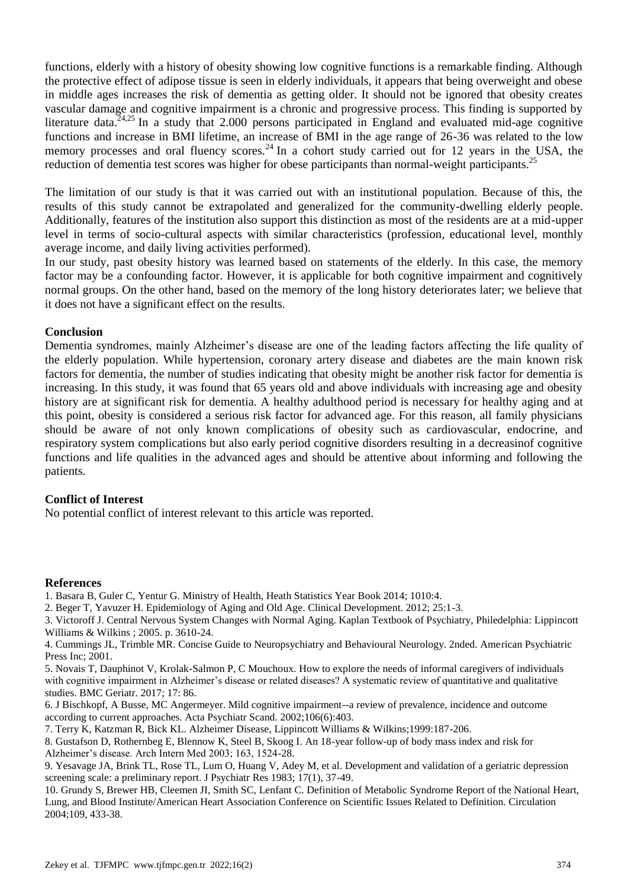functions, elderly with a history of obesity showing low cognitive functions is a remarkable finding. Although the protective effect of adipose tissue is seen in elderly individuals, it appears that being overweight and obese in middle ages increases the risk of dementia as getting older. It should not be ignored that obesity creates vascular damage and cognitive impairment is a chronic and progressive process. This finding is supported by literature data.[24,25] In a study that 2.000 persons participated in England and evaluated mid-age cognitive functions and increase in BMI lifetime, an increase of BMI in the age range of 26-36 was related to the low memory processes and oral fluency scores.[24] In a cohort study carried out for 12 years in the USA, the reduction of dementia test scores was higher for obese participants than normal-weight participants.[25]

The limitation of our study is that it was carried out with an institutional population. Because of this, the results of this study cannot be extrapolated and generalized for the community-dwelling elderly people. Additionally, features of the institution also support this distinction as most of the residents are at a mid-upper level in terms of socio-cultural aspects with similar characteristics (profession, educational level, monthly average income, and daily living activities performed).

In our study, past obesity history was learned based on statements of the elderly. In this case, the memory factor may be a confounding factor. However, it is applicable for both cognitive impairment and cognitively normal groups. On the other hand, based on the memory of the long history deteriorates later; we believe that it does not have a significant effect on the results.

## Conclusion

Dementia syndromes, mainly Alzheimer's disease are one of the leading factors affecting the life quality of the elderly population. While hypertension, coronary artery disease and diabetes are the main known risk factors for dementia, the number of studies indicating that obesity might be another risk factor for dementia is increasing. In this study, it was found that 65 years old and above individuals with increasing age and obesity history are at significant risk for dementia. A healthy adulthood period is necessary for healthy aging and at this point, obesity is considered a serious risk factor for advanced age. For this reason, all family physicians should be aware of not only known complications of obesity such as cardiovascular, endocrine, and respiratory system complications but also early period cognitive disorders resulting in a decreasinof cognitive functions and life qualities in the advanced ages and should be attentive about informing and following the patients.

## Conflict of Interest

No potential conflict of interest relevant to this article was reported.

## References

1. Basara B, Guler C, Yentur G. Ministry of Health, Heath Statistics Year Book 2014; 1010:4.
2. Beger T, Yavuzer H. Epidemiology of Aging and Old Age. Clinical Development. 2012; 25:1-3.
3. Victoroff J. Central Nervous System Changes with Normal Aging. Kaplan Textbook of Psychiatry, Philedelphia: Lippincott Williams & Wilkins ; 2005. p. 3610-24.
4. Cummings JL, Trimble MR. Concise Guide to Neuropsychiatry and Behavioural Neurology. 2nded. American Psychiatric Press Inc; 2001.
5. Novais T, Dauphinot V, Krolak-Salmon P, C Mouchoux. How to explore the needs of informal caregivers of individuals with cognitive impairment in Alzheimer's disease or related diseases? A systematic review of quantitative and qualitative studies. BMC Geriatr. 2017; 17: 86.
6. J Bischkopf, A Busse, MC Angermeyer. Mild cognitive impairment--a review of prevalence, incidence and outcome according to current approaches. Acta Psychiatr Scand. 2002;106(6):403.
7. Terry K, Katzman R, Bick KL. Alzheimer Disease, Lippincott Williams & Wilkins;1999:187-206.
8. Gustafson D, Rothernbeg E, Blennow K, Steel B, Skoog I. An 18-year follow-up of body mass index and risk for Alzheimer's disease. Arch Intern Med 2003; 163, 1524-28.
9. Yesavage JA, Brink TL, Rose TL, Lum O, Huang V, Adey M, et al. Development and validation of a geriatric depression screening scale: a preliminary report. J Psychiatr Res 1983; 17(1), 37-49.
10. Grundy S, Brewer HB, Cleemen JI, Smith SC, Lenfant C. Definition of Metabolic Syndrome Report of the National Heart, Lung, and Blood Institute/American Heart Association Conference on Scientific Issues Related to Definition. Circulation 2004;109, 433-38.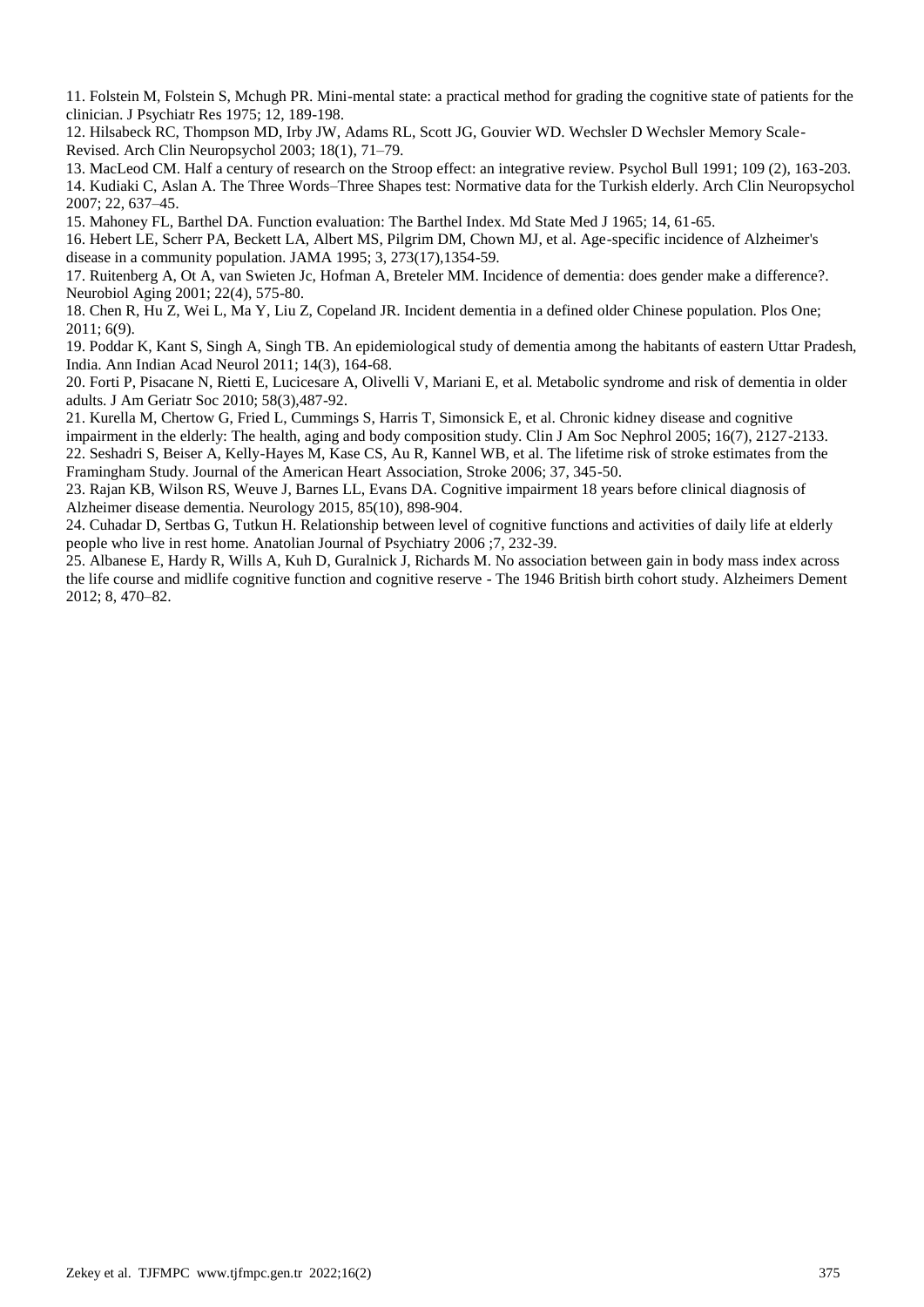11. Folstein M, Folstein S, Mchugh PR. Mini-mental state: a practical method for grading the cognitive state of patients for the clinician. J Psychiatr Res 1975; 12, 189-198.

12. Hilsabeck RC, Thompson MD, Irby JW, Adams RL, Scott JG, Gouvier WD. Wechsler D Wechsler Memory Scale-Revised. Arch Clin Neuropsychol 2003; 18(1), 71–79.

13. MacLeod CM. Half a century of research on the Stroop effect: an integrative review. Psychol Bull 1991; 109 (2), 163-203.

14. Kudiaki C, Aslan A. The Three Words–Three Shapes test: Normative data for the Turkish elderly. Arch Clin Neuropsychol 2007; 22, 637–45.

15. Mahoney FL, Barthel DA. Function evaluation: The Barthel Index. Md State Med J 1965; 14, 61-65.

16. Hebert LE, Scherr PA, Beckett LA, Albert MS, Pilgrim DM, Chown MJ, et al. Age-specific incidence of Alzheimer's disease in a community population. JAMA 1995; 3, 273(17),1354-59.

17. Ruitenberg A, Ot A, van Swieten Jc, Hofman A, Breteler MM. Incidence of dementia: does gender make a difference?. Neurobiol Aging 2001; 22(4), 575-80.

18. Chen R, Hu Z, Wei L, Ma Y, Liu Z, Copeland JR. Incident dementia in a defined older Chinese population. Plos One; 2011; 6(9).

19. Poddar K, Kant S, Singh A, Singh TB. An epidemiological study of dementia among the habitants of eastern Uttar Pradesh, India. Ann Indian Acad Neurol 2011; 14(3), 164-68.

20. Forti P, Pisacane N, Rietti E, Lucicesare A, Olivelli V, Mariani E, et al. Metabolic syndrome and risk of dementia in older adults. J Am Geriatr Soc 2010; 58(3),487-92.

21. Kurella M, Chertow G, Fried L, Cummings S, Harris T, Simonsick E, et al. Chronic kidney disease and cognitive impairment in the elderly: The health, aging and body composition study. Clin J Am Soc Nephrol 2005; 16(7), 2127-2133.

22. Seshadri S, Beiser A, Kelly-Hayes M, Kase CS, Au R, Kannel WB, et al. The lifetime risk of stroke estimates from the Framingham Study. Journal of the American Heart Association, Stroke 2006; 37, 345-50.

23. Rajan KB, Wilson RS, Weuve J, Barnes LL, Evans DA. Cognitive impairment 18 years before clinical diagnosis of Alzheimer disease dementia. Neurology 2015, 85(10), 898-904.

24. Cuhadar D, Sertbas G, Tutkun H. Relationship between level of cognitive functions and activities of daily life at elderly people who live in rest home. Anatolian Journal of Psychiatry 2006 ;7, 232-39.

25. Albanese E, Hardy R, Wills A, Kuh D, Guralnick J, Richards M. No association between gain in body mass index across the life course and midlife cognitive function and cognitive reserve - The 1946 British birth cohort study. Alzheimers Dement 2012; 8, 470–82.